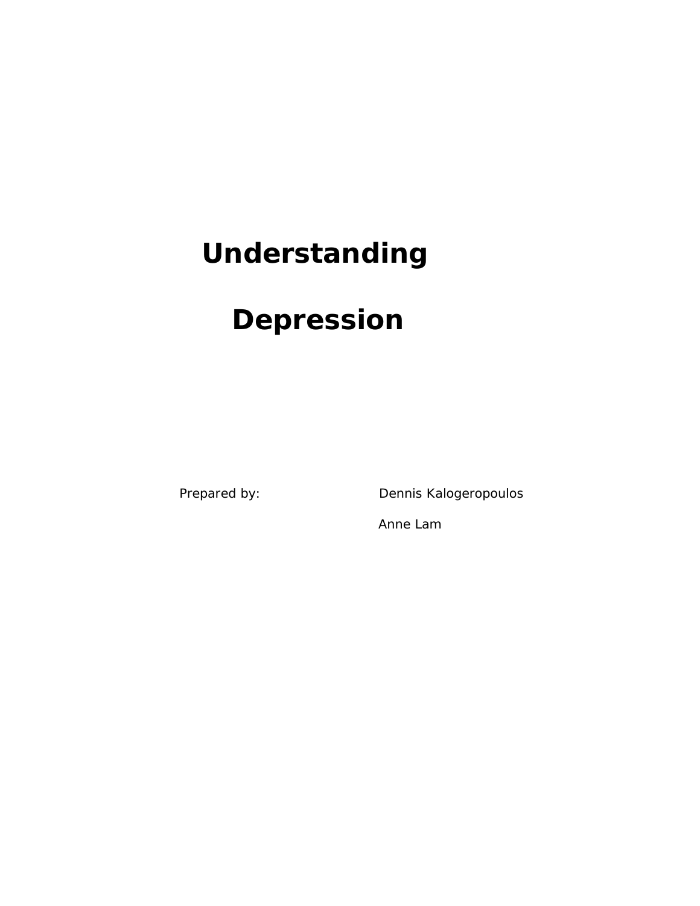# Understanding Depression

Prepared by: Dennis Kalogeropoulos

Anne Lam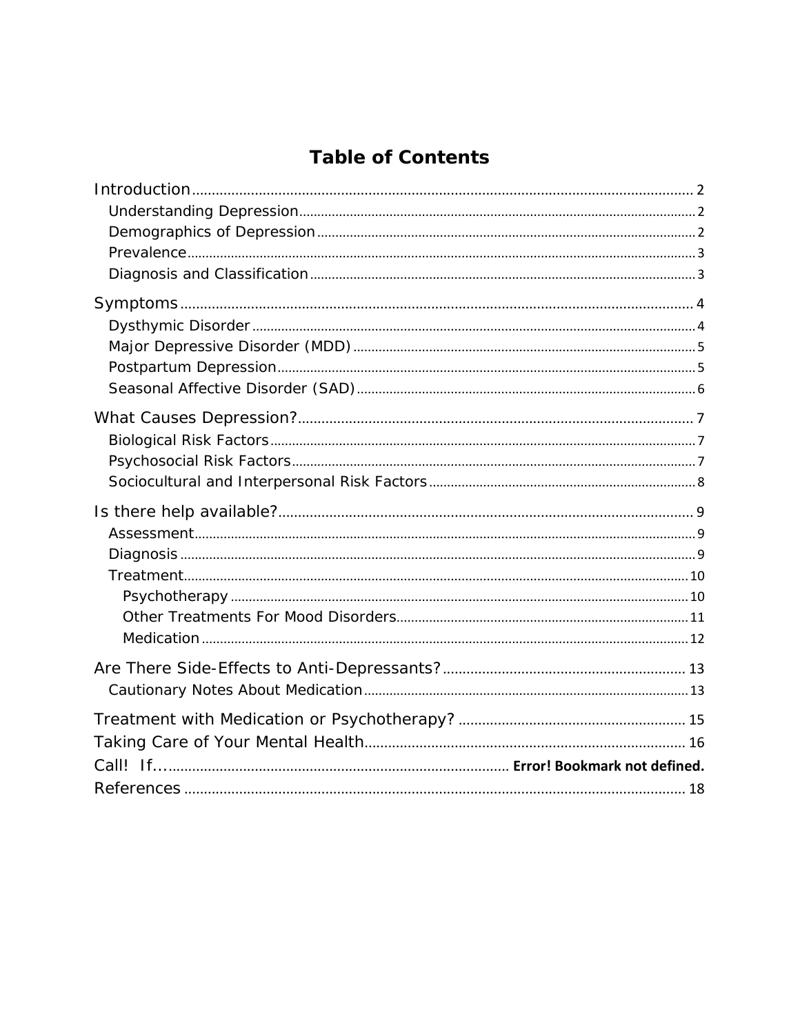# Table of Contents

Introduction ........ 2
- Understanding Depression ........ 2
- Demographics of Depression ........ 2
- Prevalence ........ 3
- Diagnosis and Classification ........ 3

Symptoms ........ 4
- Dysthymic Disorder ........ 4
- Major Depressive Disorder (MDD) ........ 5
- Postpartum Depression ........ 5
- Seasonal Affective Disorder (SAD) ........ 6

What Causes Depression? ........ 7
- Biological Risk Factors ........ 7
- Psychosocial Risk Factors ........ 7
- Sociocultural and Interpersonal Risk Factors ........ 8

Is there help available? ........ 9
- Assessment ........ 9
- Diagnosis ........ 9
- Treatment ........ 10
  - Psychotherapy ........ 10
  - Other Treatments For Mood Disorders ........ 11
  - Medication ........ 12

Are There Side-Effects to Anti-Depressants? ........ 13
- Cautionary Notes About Medication ........ 13

Treatment with Medication or Psychotherapy? ........ 15

Taking Care of Your Mental Health ........ 16

Call! If... ........ **Error! Bookmark not defined.**

References ........ 18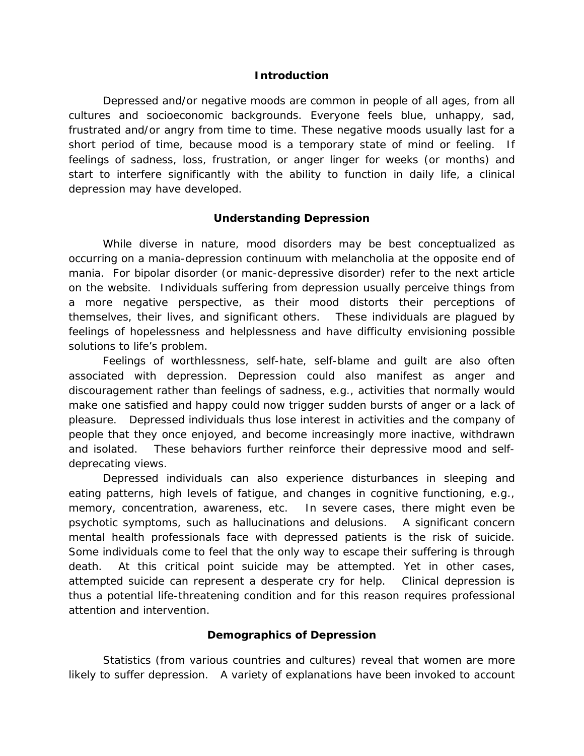## Introduction

Depressed and/or negative moods are common in people of all ages, from all cultures and socioeconomic backgrounds. Everyone feels blue, unhappy, sad, frustrated and/or angry from time to time. These negative moods usually last for a short period of time, because mood is a temporary state of mind or feeling. If feelings of sadness, loss, frustration, or anger linger for weeks (or months) and start to interfere significantly with the ability to function in daily life, a clinical depression may have developed.

## Understanding Depression

While diverse in nature, mood disorders may be best conceptualized as occurring on a mania-depression continuum with melancholia at the opposite end of mania. For bipolar disorder (or manic-depressive disorder) refer to the next article on the website. Individuals suffering from depression usually perceive things from a more negative perspective, as their mood distorts their perceptions of themselves, their lives, and significant others. These individuals are plagued by feelings of hopelessness and helplessness and have difficulty envisioning possible solutions to life's problem.

Feelings of worthlessness, self-hate, self-blame and guilt are also often associated with depression. Depression could also manifest as anger and discouragement rather than feelings of sadness, e.g., activities that normally would make one satisfied and happy could now trigger sudden bursts of anger or a lack of pleasure. Depressed individuals thus lose interest in activities and the company of people that they once enjoyed, and become increasingly more inactive, withdrawn and isolated. These behaviors further reinforce their depressive mood and self-deprecating views.

Depressed individuals can also experience disturbances in sleeping and eating patterns, high levels of fatigue, and changes in cognitive functioning, e.g., memory, concentration, awareness, etc. In severe cases, there might even be psychotic symptoms, such as hallucinations and delusions. A significant concern mental health professionals face with depressed patients is the risk of suicide. Some individuals come to feel that the only way to escape their suffering is through death. At this critical point suicide may be attempted. Yet in other cases, attempted suicide can represent a desperate cry for help. Clinical depression is thus a potential life-threatening condition and for this reason requires professional attention and intervention.

## Demographics of Depression

Statistics (from various countries and cultures) reveal that women are more likely to suffer depression. A variety of explanations have been invoked to account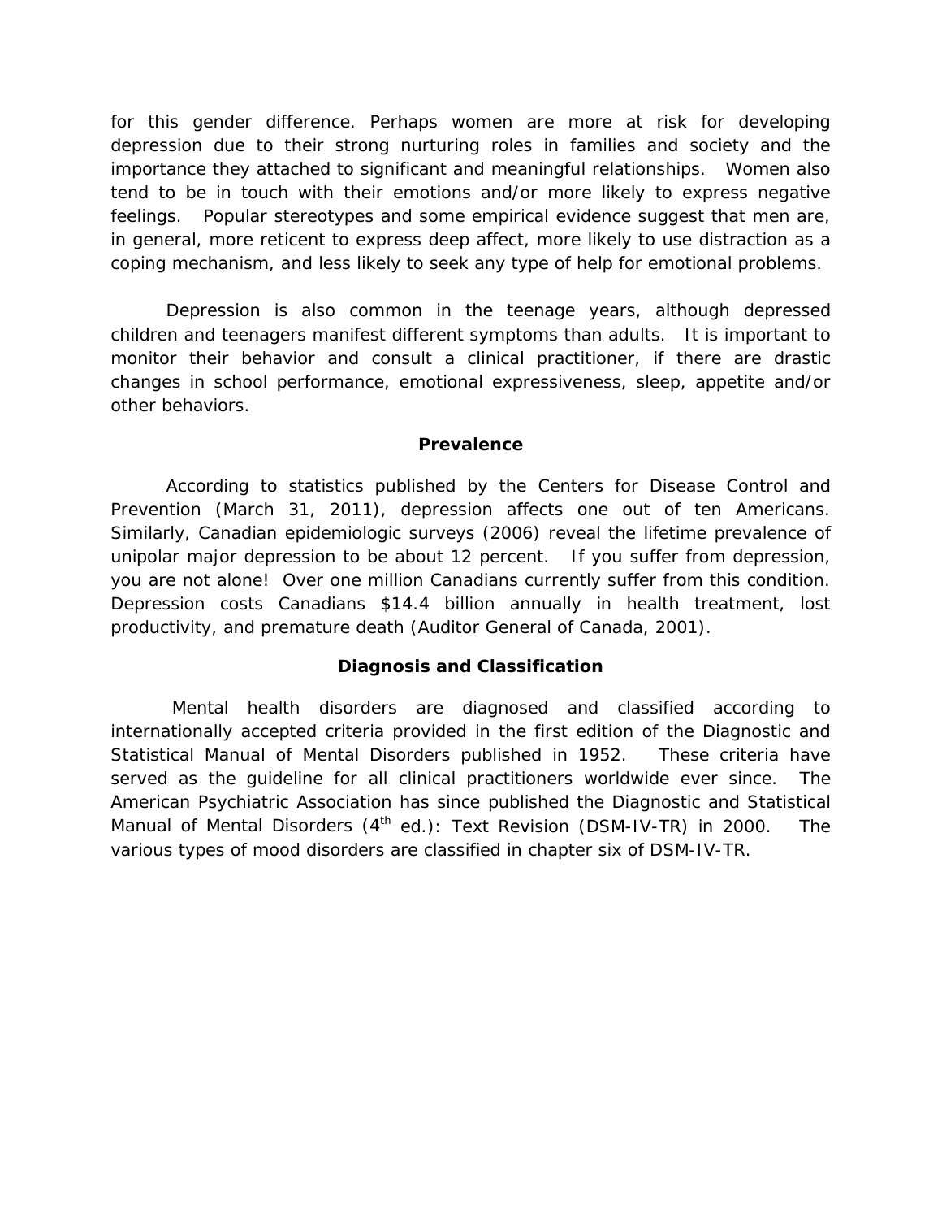for this gender difference. Perhaps women are more at risk for developing depression due to their strong nurturing roles in families and society and the importance they attached to significant and meaningful relationships. Women also tend to be in touch with their emotions and/or more likely to express negative feelings. Popular stereotypes and some empirical evidence suggest that men are, in general, more reticent to express deep affect, more likely to use distraction as a coping mechanism, and less likely to seek any type of help for emotional problems.

Depression is also common in the teenage years, although depressed children and teenagers manifest different symptoms than adults. It is important to monitor their behavior and consult a clinical practitioner, if there are drastic changes in school performance, emotional expressiveness, sleep, appetite and/or other behaviors.

## Prevalence

According to statistics published by the Centers for Disease Control and Prevention (March 31, 2011), depression affects one out of ten Americans. Similarly, Canadian epidemiologic surveys (2006) reveal the lifetime prevalence of unipolar major depression to be about 12 percent. If you suffer from depression, you are not alone! Over one million Canadians currently suffer from this condition. Depression costs Canadians $14.4 billion annually in health treatment, lost productivity, and premature death (Auditor General of Canada, 2001).

## Diagnosis and Classification

Mental health disorders are diagnosed and classified according to internationally accepted criteria provided in the first edition of the Diagnostic and Statistical Manual of Mental Disorders published in 1952. These criteria have served as the guideline for all clinical practitioners worldwide ever since. The American Psychiatric Association has since published the Diagnostic and Statistical Manual of Mental Disorders (4th ed.): Text Revision (DSM-IV-TR) in 2000. The various types of mood disorders are classified in chapter six of DSM-IV-TR.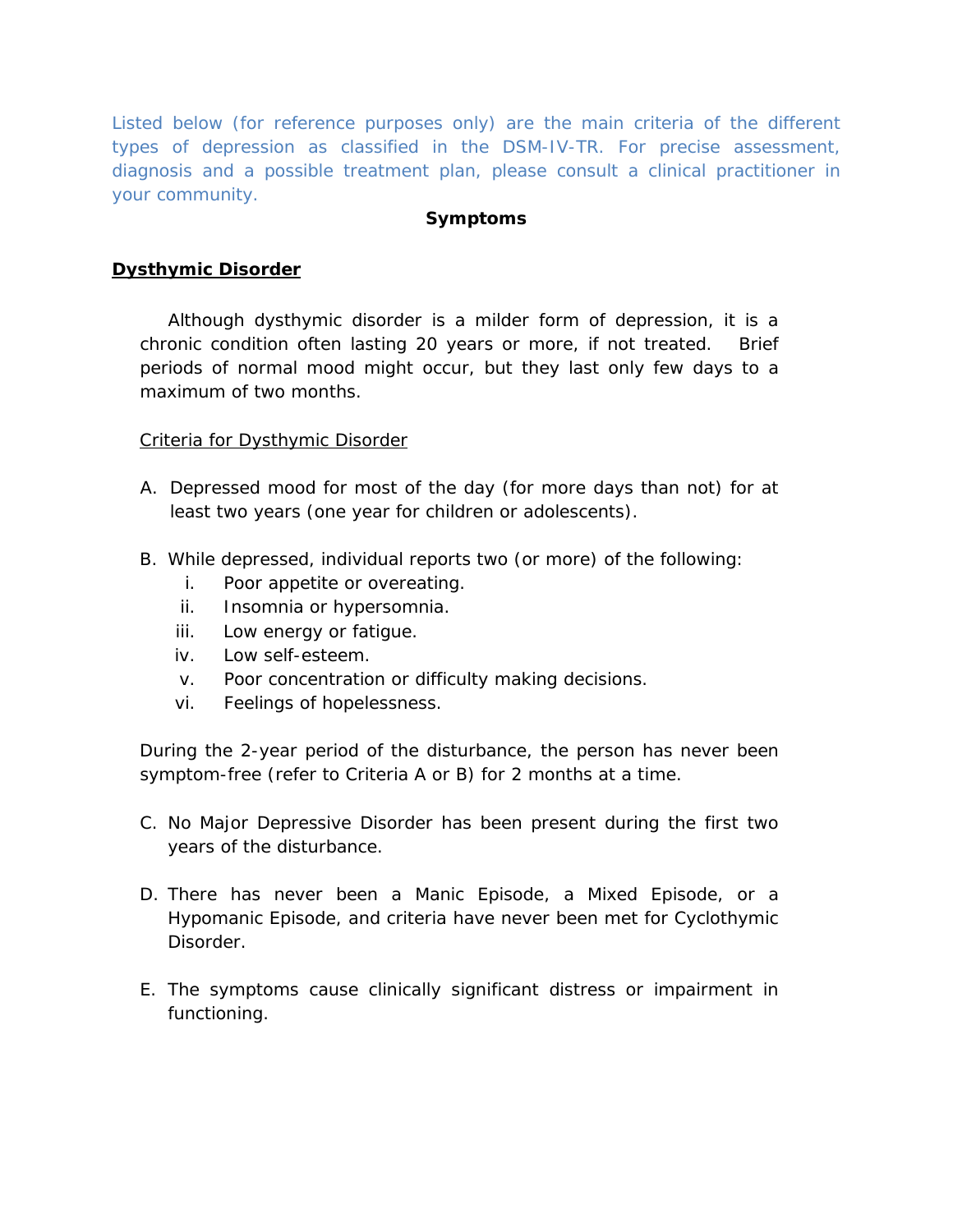Listed below (for reference purposes only) are the main criteria of the different types of depression as classified in the DSM-IV-TR. For precise assessment, diagnosis and a possible treatment plan, please consult a clinical practitioner in your community.

**Symptoms**

## Dysthymic Disorder

Although dysthymic disorder is a milder form of depression, it is a chronic condition often lasting 20 years or more, if not treated. Brief periods of normal mood might occur, but they last only few days to a maximum of two months.

### Criteria for Dysthymic Disorder

A. Depressed mood for most of the day (for more days than not) for at least two years (one year for children or adolescents).

B. While depressed, individual reports two (or more) of the following:
   i. Poor appetite or overeating.
   ii. Insomnia or hypersomnia.
   iii. Low energy or fatigue.
   iv. Low self-esteem.
   v. Poor concentration or difficulty making decisions.
   vi. Feelings of hopelessness.

During the 2-year period of the disturbance, the person has never been symptom-free (refer to Criteria A or B) for 2 months at a time.

C. No Major Depressive Disorder has been present during the first two years of the disturbance.

D. There has never been a Manic Episode, a Mixed Episode, or a Hypomanic Episode, and criteria have never been met for Cyclothymic Disorder.

E. The symptoms cause clinically significant distress or impairment in functioning.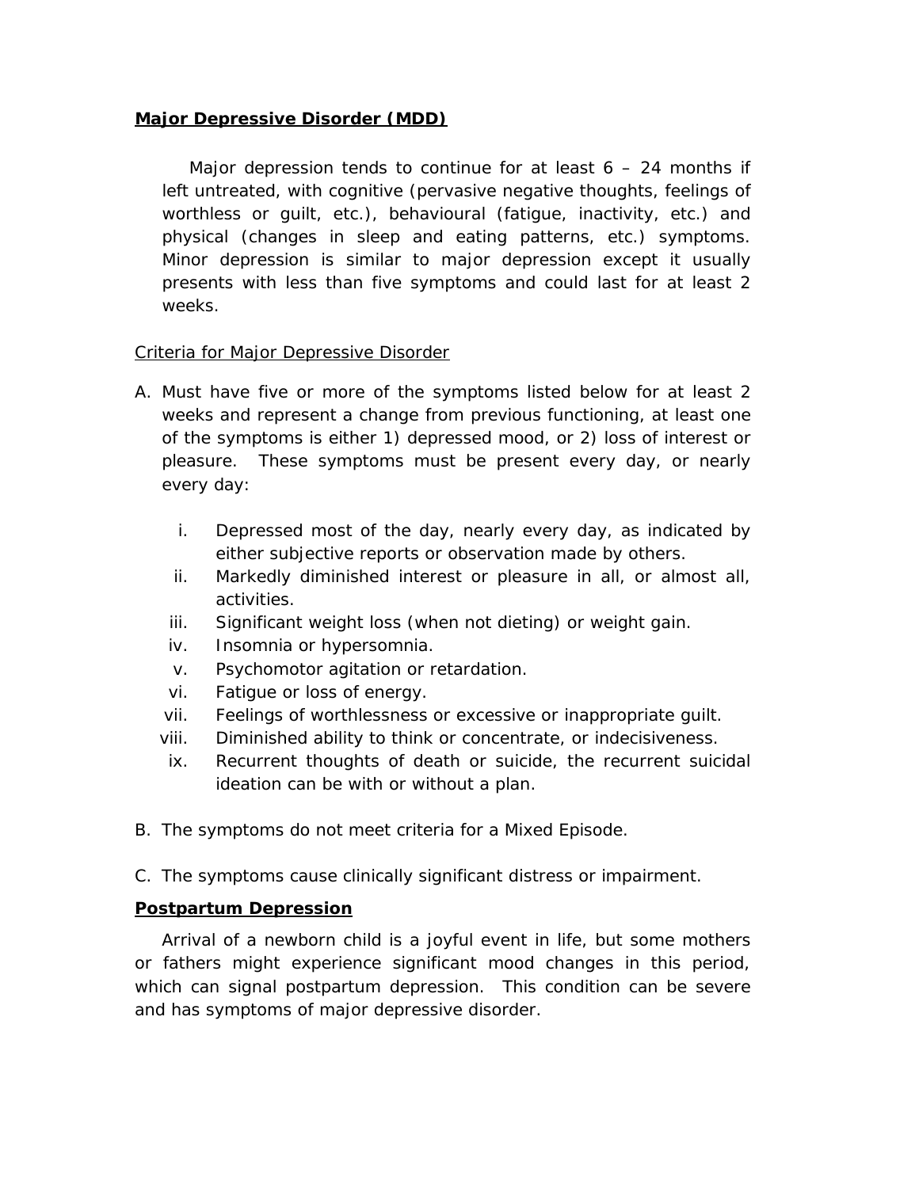**Major Depressive Disorder (MDD)**

Major depression tends to continue for at least 6 – 24 months if left untreated, with cognitive (pervasive negative thoughts, feelings of worthless or guilt, etc.), behavioural (fatigue, inactivity, etc.) and physical (changes in sleep and eating patterns, etc.) symptoms. Minor depression is similar to major depression except it usually presents with less than five symptoms and could last for at least 2 weeks.

Criteria for Major Depressive Disorder

A. Must have five or more of the symptoms listed below for at least 2 weeks and represent a change from previous functioning, at least one of the symptoms is either 1) depressed mood, or 2) loss of interest or pleasure. These symptoms must be present every day, or nearly every day:

   i. Depressed most of the day, nearly every day, as indicated by either subjective reports or observation made by others.
   ii. Markedly diminished interest or pleasure in all, or almost all, activities.
   iii. Significant weight loss (when not dieting) or weight gain.
   iv. Insomnia or hypersomnia.
   v. Psychomotor agitation or retardation.
   vi. Fatigue or loss of energy.
   vii. Feelings of worthlessness or excessive or inappropriate guilt.
   viii. Diminished ability to think or concentrate, or indecisiveness.
   ix. Recurrent thoughts of death or suicide, the recurrent suicidal ideation can be with or without a plan.

B. The symptoms do not meet criteria for a Mixed Episode.

C. The symptoms cause clinically significant distress or impairment.

**Postpartum Depression**

Arrival of a newborn child is a joyful event in life, but some mothers or fathers might experience significant mood changes in this period, which can signal postpartum depression. This condition can be severe and has symptoms of major depressive disorder.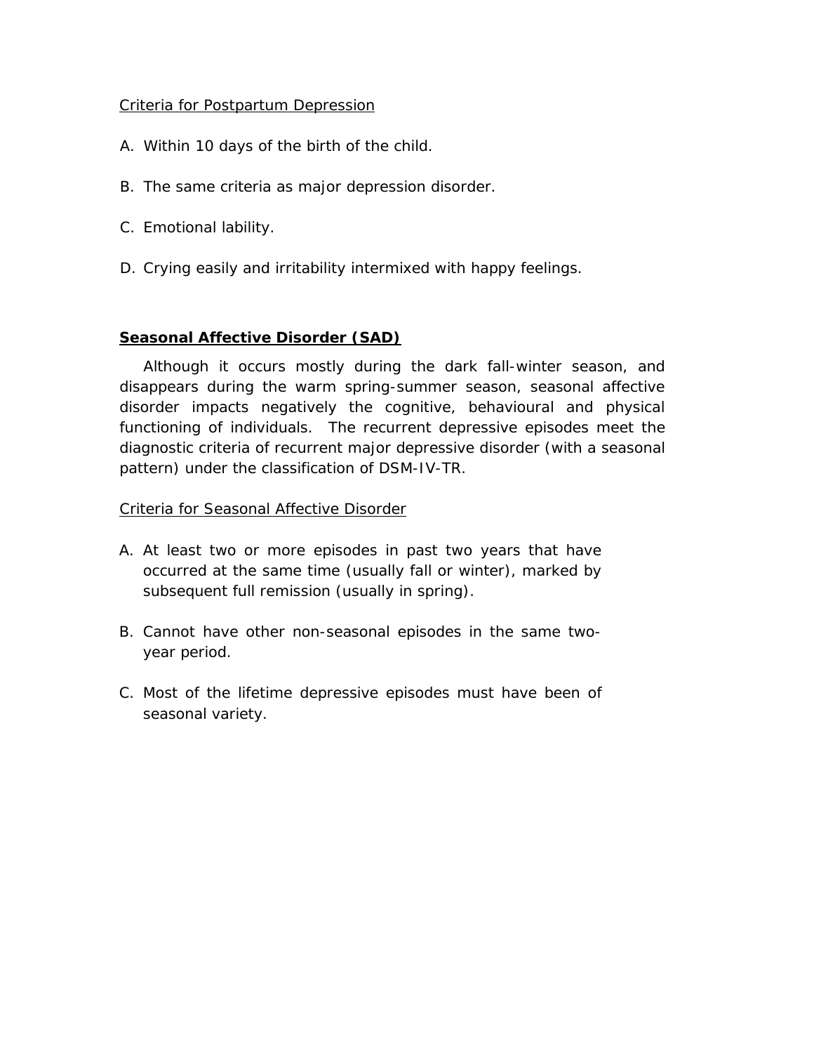Criteria for Postpartum Depression

A. Within 10 days of the birth of the child.

B. The same criteria as major depression disorder.

C. Emotional lability.

D. Crying easily and irritability intermixed with happy feelings.

## Seasonal Affective Disorder (SAD)

Although it occurs mostly during the dark fall-winter season, and disappears during the warm spring-summer season, seasonal affective disorder impacts negatively the cognitive, behavioural and physical functioning of individuals. The recurrent depressive episodes meet the diagnostic criteria of recurrent major depressive disorder (with a seasonal pattern) under the classification of DSM-IV-TR.

Criteria for Seasonal Affective Disorder

A. At least two or more episodes in past two years that have occurred at the same time (usually fall or winter), marked by subsequent full remission (usually in spring).

B. Cannot have other non-seasonal episodes in the same two-year period.

C. Most of the lifetime depressive episodes must have been of seasonal variety.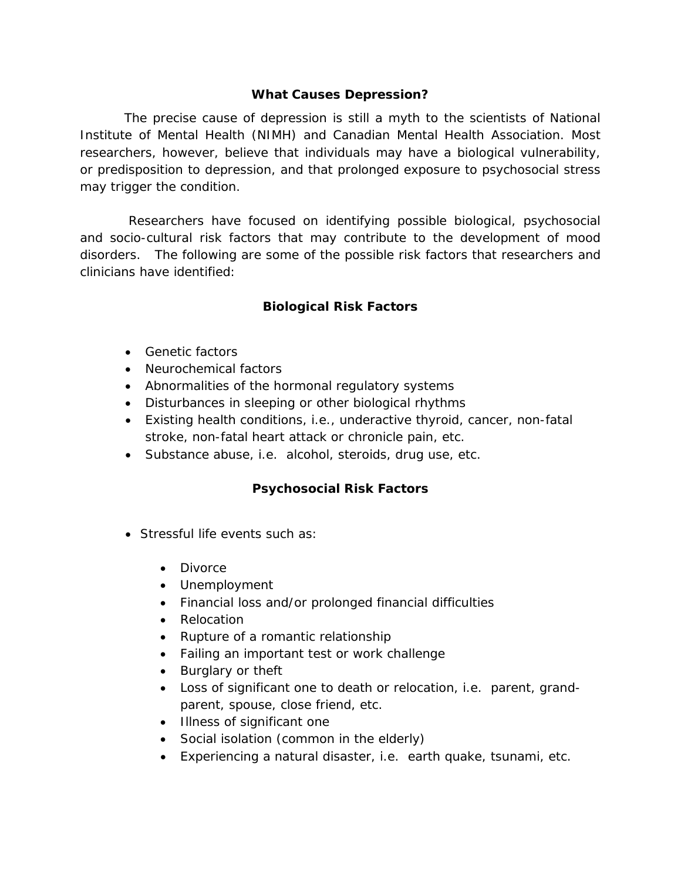## What Causes Depression?

The precise cause of depression is still a myth to the scientists of National Institute of Mental Health (NIMH) and Canadian Mental Health Association. Most researchers, however, believe that individuals may have a biological vulnerability, or predisposition to depression, and that prolonged exposure to psychosocial stress may trigger the condition.

Researchers have focused on identifying possible biological, psychosocial and socio-cultural risk factors that may contribute to the development of mood disorders. The following are some of the possible risk factors that researchers and clinicians have identified:

### Biological Risk Factors

- Genetic factors
- Neurochemical factors
- Abnormalities of the hormonal regulatory systems
- Disturbances in sleeping or other biological rhythms
- Existing health conditions, i.e., underactive thyroid, cancer, non-fatal stroke, non-fatal heart attack or chronicle pain, etc.
- Substance abuse, i.e. alcohol, steroids, drug use, etc.

### Psychosocial Risk Factors

- Stressful life events such as:
  - Divorce
  - Unemployment
  - Financial loss and/or prolonged financial difficulties
  - Relocation
  - Rupture of a romantic relationship
  - Failing an important test or work challenge
  - Burglary or theft
  - Loss of significant one to death or relocation, i.e. parent, grand-parent, spouse, close friend, etc.
  - Illness of significant one
  - Social isolation (common in the elderly)
  - Experiencing a natural disaster, i.e. earth quake, tsunami, etc.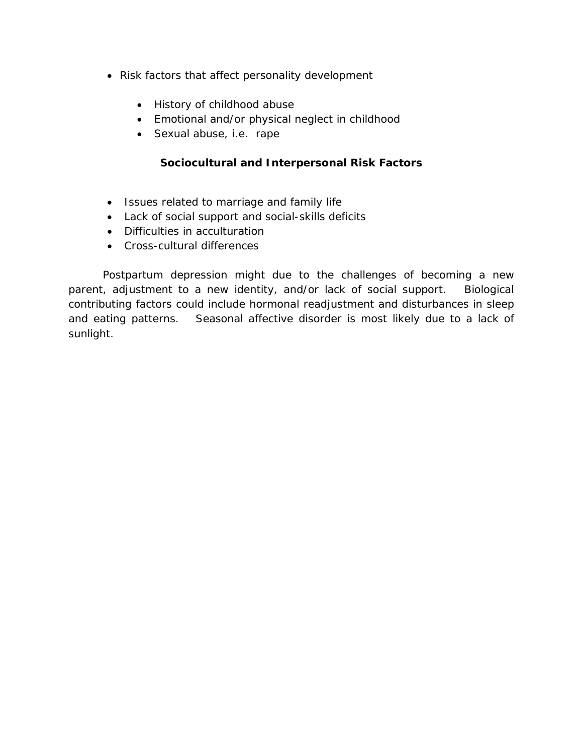- Risk factors that affect personality development
  - History of childhood abuse
  - Emotional and/or physical neglect in childhood
  - Sexual abuse, i.e.  rape

**Sociocultural and Interpersonal Risk Factors**

- Issues related to marriage and family life
- Lack of social support and social-skills deficits
- Difficulties in acculturation
- Cross-cultural differences

Postpartum depression might due to the challenges of becoming a new parent, adjustment to a new identity, and/or lack of social support. Biological contributing factors could include hormonal readjustment and disturbances in sleep and eating patterns. Seasonal affective disorder is most likely due to a lack of sunlight.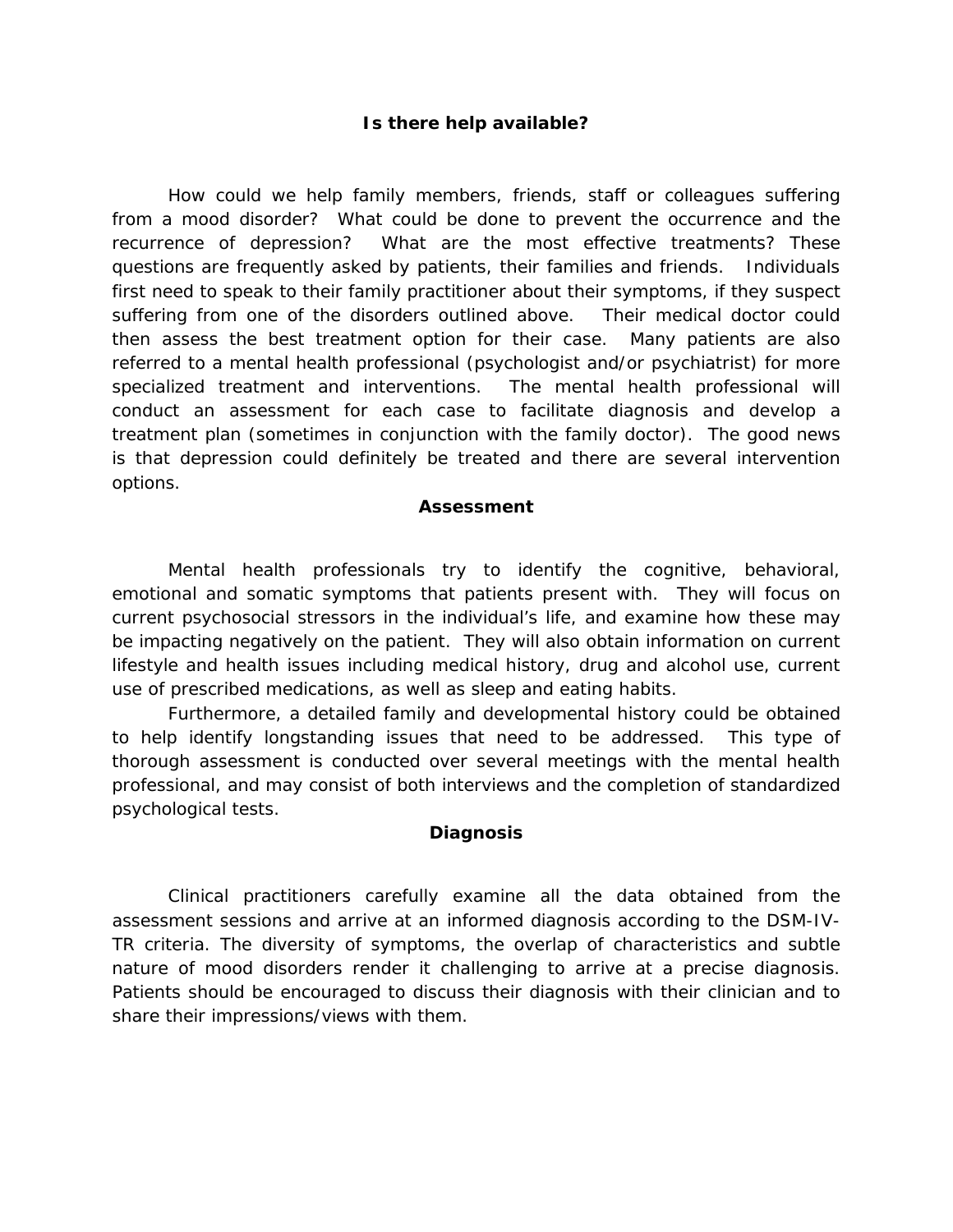## Is there help available?

How could we help family members, friends, staff or colleagues suffering from a mood disorder? What could be done to prevent the occurrence and the recurrence of depression? What are the most effective treatments? These questions are frequently asked by patients, their families and friends. Individuals first need to speak to their family practitioner about their symptoms, if they suspect suffering from one of the disorders outlined above. Their medical doctor could then assess the best treatment option for their case. Many patients are also referred to a mental health professional (psychologist and/or psychiatrist) for more specialized treatment and interventions. The mental health professional will conduct an assessment for each case to facilitate diagnosis and develop a treatment plan (sometimes in conjunction with the family doctor). The good news is that depression could definitely be treated and there are several intervention options.

### Assessment

Mental health professionals try to identify the cognitive, behavioral, emotional and somatic symptoms that patients present with. They will focus on current psychosocial stressors in the individual's life, and examine how these may be impacting negatively on the patient. They will also obtain information on current lifestyle and health issues including medical history, drug and alcohol use, current use of prescribed medications, as well as sleep and eating habits.

Furthermore, a detailed family and developmental history could be obtained to help identify longstanding issues that need to be addressed. This type of thorough assessment is conducted over several meetings with the mental health professional, and may consist of both interviews and the completion of standardized psychological tests.

### Diagnosis

Clinical practitioners carefully examine all the data obtained from the assessment sessions and arrive at an informed diagnosis according to the DSM-IV-TR criteria. The diversity of symptoms, the overlap of characteristics and subtle nature of mood disorders render it challenging to arrive at a precise diagnosis. Patients should be encouraged to discuss their diagnosis with their clinician and to share their impressions/views with them.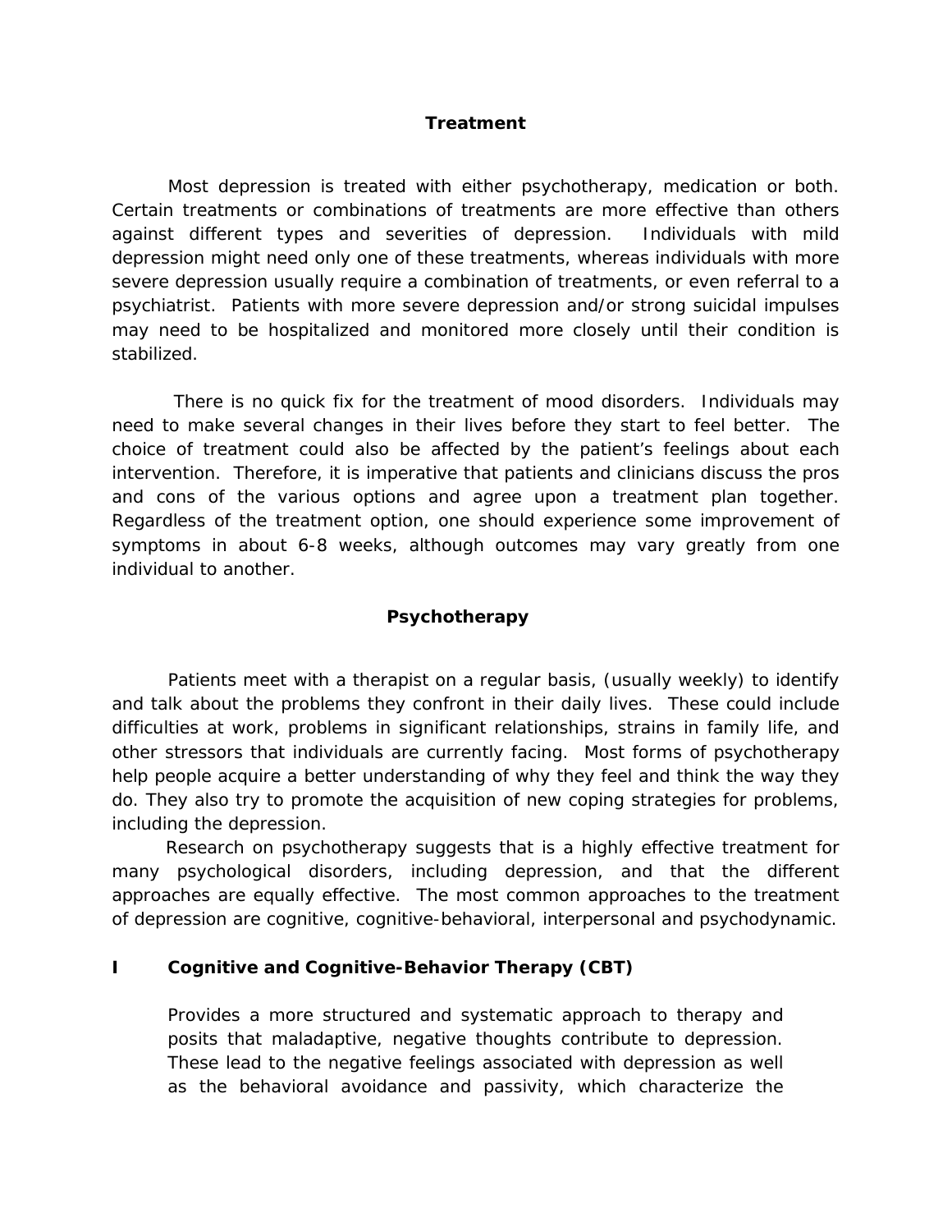## Treatment

Most depression is treated with either psychotherapy, medication or both. Certain treatments or combinations of treatments are more effective than others against different types and severities of depression. Individuals with mild depression might need only one of these treatments, whereas individuals with more severe depression usually require a combination of treatments, or even referral to a psychiatrist. Patients with more severe depression and/or strong suicidal impulses may need to be hospitalized and monitored more closely until their condition is stabilized.

There is no quick fix for the treatment of mood disorders. Individuals may need to make several changes in their lives before they start to feel better. The choice of treatment could also be affected by the patient's feelings about each intervention. Therefore, it is imperative that patients and clinicians discuss the pros and cons of the various options and agree upon a treatment plan together. Regardless of the treatment option, one should experience some improvement of symptoms in about 6-8 weeks, although outcomes may vary greatly from one individual to another.

## Psychotherapy

Patients meet with a therapist on a regular basis, (usually weekly) to identify and talk about the problems they confront in their daily lives. These could include difficulties at work, problems in significant relationships, strains in family life, and other stressors that individuals are currently facing. Most forms of psychotherapy help people acquire a better understanding of why they feel and think the way they do. They also try to promote the acquisition of new coping strategies for problems, including the depression.

Research on psychotherapy suggests that is a highly effective treatment for many psychological disorders, including depression, and that the different approaches are equally effective. The most common approaches to the treatment of depression are cognitive, cognitive-behavioral, interpersonal and psychodynamic.

### I Cognitive and Cognitive-Behavior Therapy (CBT)

Provides a more structured and systematic approach to therapy and posits that maladaptive, negative thoughts contribute to depression. These lead to the negative feelings associated with depression as well as the behavioral avoidance and passivity, which characterize the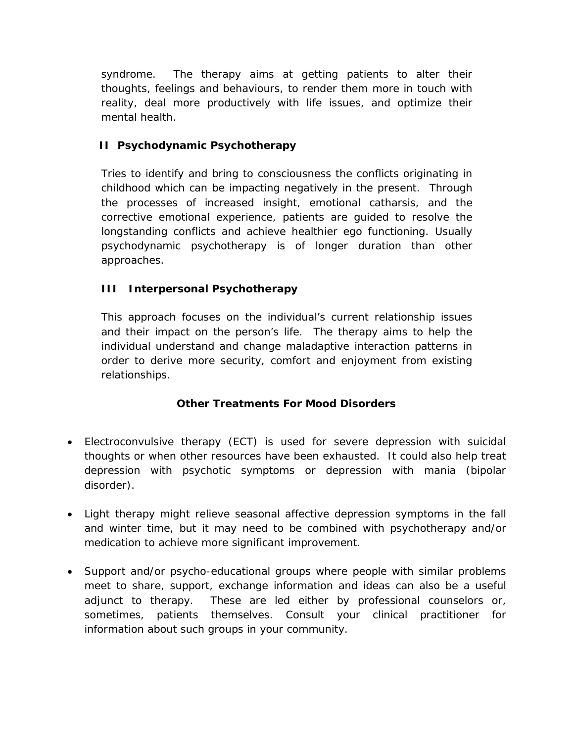syndrome. The therapy aims at getting patients to alter their thoughts, feelings and behaviours, to render them more in touch with reality, deal more productively with life issues, and optimize their mental health.

### II Psychodynamic Psychotherapy

Tries to identify and bring to consciousness the conflicts originating in childhood which can be impacting negatively in the present. Through the processes of increased insight, emotional catharsis, and the corrective emotional experience, patients are guided to resolve the longstanding conflicts and achieve healthier ego functioning. Usually psychodynamic psychotherapy is of longer duration than other approaches.

### III Interpersonal Psychotherapy

This approach focuses on the individual's current relationship issues and their impact on the person's life. The therapy aims to help the individual understand and change maladaptive interaction patterns in order to derive more security, comfort and enjoyment from existing relationships.

## Other Treatments For Mood Disorders

- Electroconvulsive therapy (ECT) is used for severe depression with suicidal thoughts or when other resources have been exhausted. It could also help treat depression with psychotic symptoms or depression with mania (bipolar disorder).
- Light therapy might relieve seasonal affective depression symptoms in the fall and winter time, but it may need to be combined with psychotherapy and/or medication to achieve more significant improvement.
- Support and/or psycho-educational groups where people with similar problems meet to share, support, exchange information and ideas can also be a useful adjunct to therapy. These are led either by professional counselors or, sometimes, patients themselves. Consult your clinical practitioner for information about such groups in your community.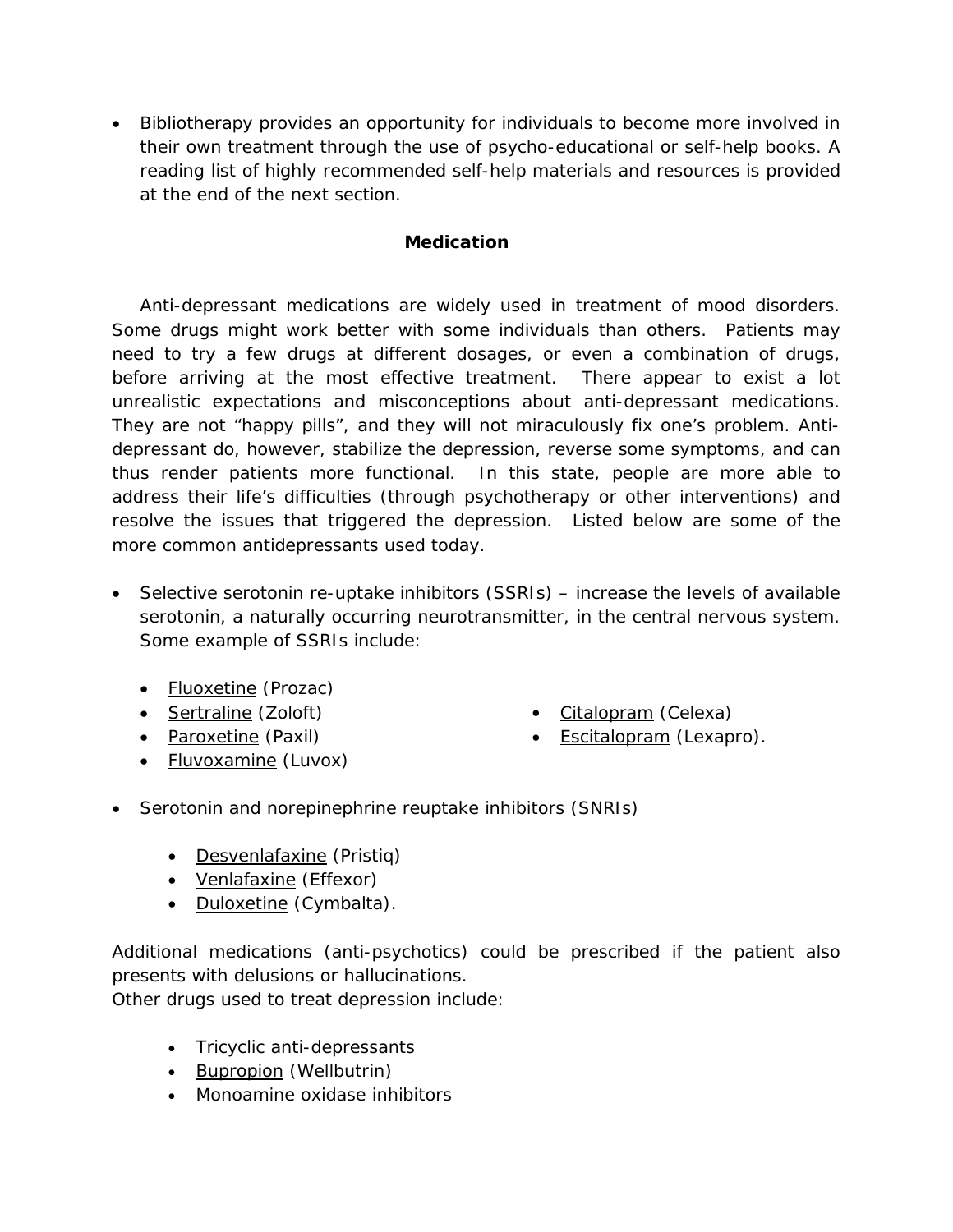- Bibliotherapy provides an opportunity for individuals to become more involved in their own treatment through the use of psycho-educational or self-help books. A reading list of highly recommended self-help materials and resources is provided at the end of the next section.

## Medication

Anti-depressant medications are widely used in treatment of mood disorders. Some drugs might work better with some individuals than others. Patients may need to try a few drugs at different dosages, or even a combination of drugs, before arriving at the most effective treatment. There appear to exist a lot unrealistic expectations and misconceptions about anti-depressant medications. They are not "happy pills", and they will not miraculously fix one's problem. Anti-depressant do, however, stabilize the depression, reverse some symptoms, and can thus render patients more functional. In this state, people are more able to address their life's difficulties (through psychotherapy or other interventions) and resolve the issues that triggered the depression. Listed below are some of the more common antidepressants used today.

- Selective serotonin re-uptake inhibitors (SSRIs) – increase the levels of available serotonin, a naturally occurring neurotransmitter, in the central nervous system. Some example of SSRIs include:
  - Fluoxetine (Prozac)
  - Sertraline (Zoloft)
  - Paroxetine (Paxil)
  - Fluvoxamine (Luvox)
  - Citalopram (Celexa)
  - Escitalopram (Lexapro).
- Serotonin and norepinephrine reuptake inhibitors (SNRIs)
  - Desvenlafaxine (Pristiq)
  - Venlafaxine (Effexor)
  - Duloxetine (Cymbalta).

Additional medications (anti-psychotics) could be prescribed if the patient also presents with delusions or hallucinations.
Other drugs used to treat depression include:

- Tricyclic anti-depressants
- Bupropion (Wellbutrin)
- Monoamine oxidase inhibitors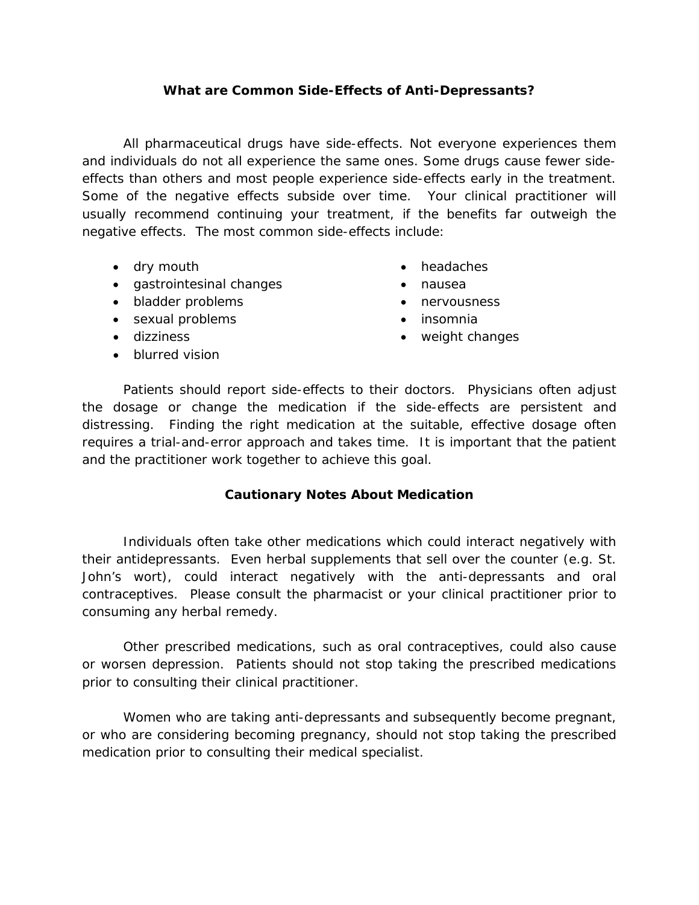## What are Common Side-Effects of Anti-Depressants?

All pharmaceutical drugs have side-effects. Not everyone experiences them and individuals do not all experience the same ones. Some drugs cause fewer side-effects than others and most people experience side-effects early in the treatment. Some of the negative effects subside over time. Your clinical practitioner will usually recommend continuing your treatment, if the benefits far outweigh the negative effects. The most common side-effects include:

- dry mouth
- gastrointesinal changes
- bladder problems
- sexual problems
- dizziness
- blurred vision
- headaches
- nausea
- nervousness
- insomnia
- weight changes

Patients should report side-effects to their doctors. Physicians often adjust the dosage or change the medication if the side-effects are persistent and distressing. Finding the right medication at the suitable, effective dosage often requires a trial-and-error approach and takes time. It is important that the patient and the practitioner work together to achieve this goal.

## Cautionary Notes About Medication

Individuals often take other medications which could interact negatively with their antidepressants. Even herbal supplements that sell over the counter (e.g. St. John's wort), could interact negatively with the anti-depressants and oral contraceptives. Please consult the pharmacist or your clinical practitioner prior to consuming any herbal remedy.

Other prescribed medications, such as oral contraceptives, could also cause or worsen depression. Patients should not stop taking the prescribed medications prior to consulting their clinical practitioner.

Women who are taking anti-depressants and subsequently become pregnant, or who are considering becoming pregnancy, should not stop taking the prescribed medication prior to consulting their medical specialist.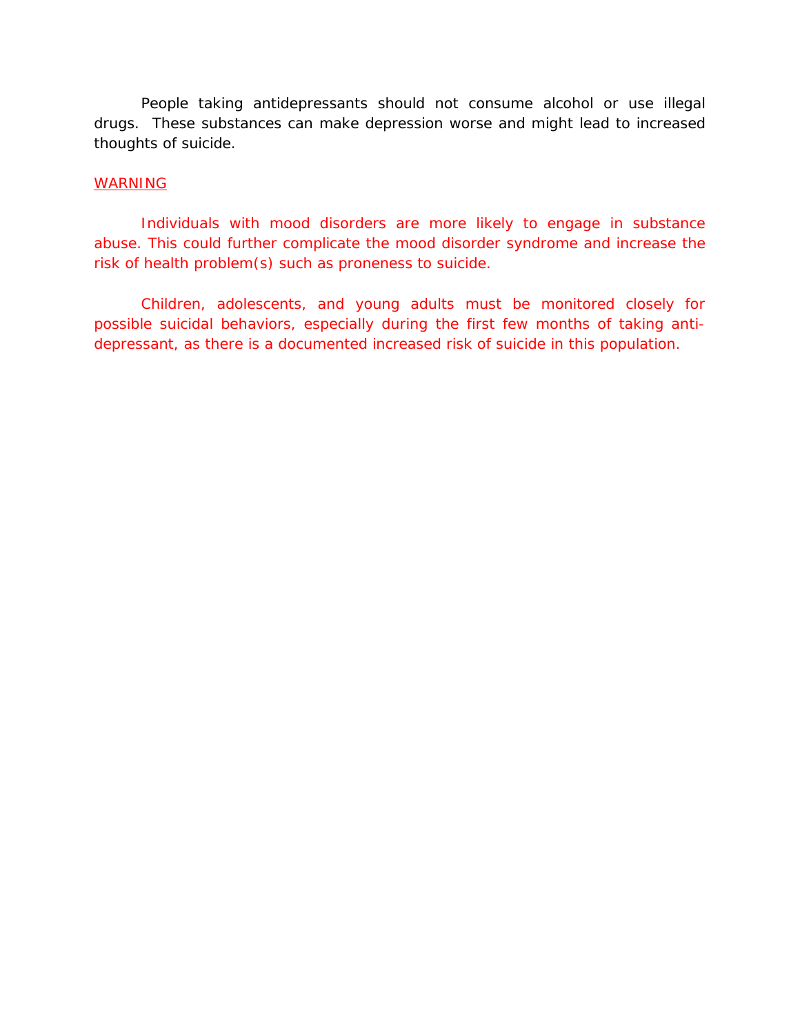People taking antidepressants should not consume alcohol or use illegal drugs. These substances can make depression worse and might lead to increased thoughts of suicide.

WARNING

Individuals with mood disorders are more likely to engage in substance abuse. This could further complicate the mood disorder syndrome and increase the risk of health problem(s) such as proneness to suicide.

Children, adolescents, and young adults must be monitored closely for possible suicidal behaviors, especially during the first few months of taking anti-depressant, as there is a documented increased risk of suicide in this population.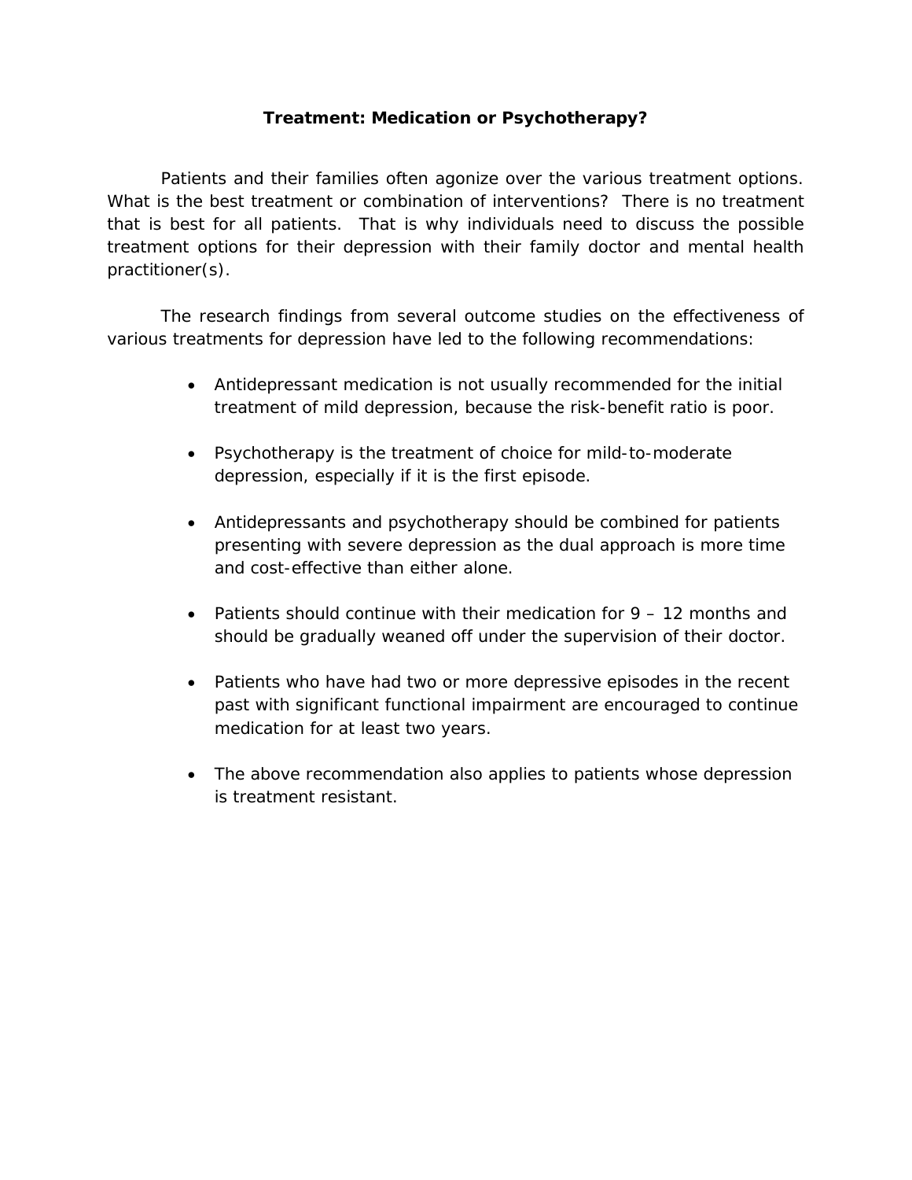## Treatment: Medication or Psychotherapy?

Patients and their families often agonize over the various treatment options. What is the best treatment or combination of interventions? There is no treatment that is best for all patients. That is why individuals need to discuss the possible treatment options for their depression with their family doctor and mental health practitioner(s).

The research findings from several outcome studies on the effectiveness of various treatments for depression have led to the following recommendations:

- Antidepressant medication is not usually recommended for the initial treatment of mild depression, because the risk-benefit ratio is poor.
- Psychotherapy is the treatment of choice for mild-to-moderate depression, especially if it is the first episode.
- Antidepressants and psychotherapy should be combined for patients presenting with severe depression as the dual approach is more time and cost-effective than either alone.
- Patients should continue with their medication for 9 – 12 months and should be gradually weaned off under the supervision of their doctor.
- Patients who have had two or more depressive episodes in the recent past with significant functional impairment are encouraged to continue medication for at least two years.
- The above recommendation also applies to patients whose depression is treatment resistant.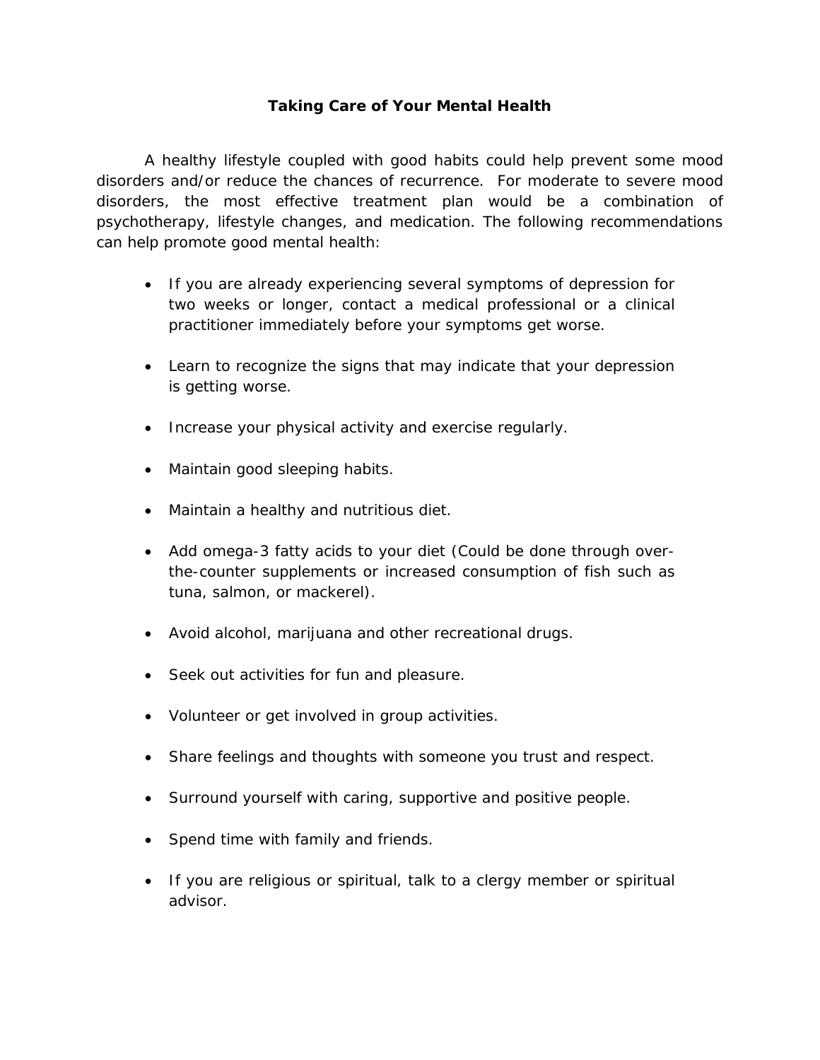## Taking Care of Your Mental Health

A healthy lifestyle coupled with good habits could help prevent some mood disorders and/or reduce the chances of recurrence. For moderate to severe mood disorders, the most effective treatment plan would be a combination of psychotherapy, lifestyle changes, and medication. The following recommendations can help promote good mental health:

- If you are already experiencing several symptoms of depression for two weeks or longer, contact a medical professional or a clinical practitioner immediately before your symptoms get worse.
- Learn to recognize the signs that may indicate that your depression is getting worse.
- Increase your physical activity and exercise regularly.
- Maintain good sleeping habits.
- Maintain a healthy and nutritious diet.
- Add omega-3 fatty acids to your diet (Could be done through over-the-counter supplements or increased consumption of fish such as tuna, salmon, or mackerel).
- Avoid alcohol, marijuana and other recreational drugs.
- Seek out activities for fun and pleasure.
- Volunteer or get involved in group activities.
- Share feelings and thoughts with someone you trust and respect.
- Surround yourself with caring, supportive and positive people.
- Spend time with family and friends.
- If you are religious or spiritual, talk to a clergy member or spiritual advisor.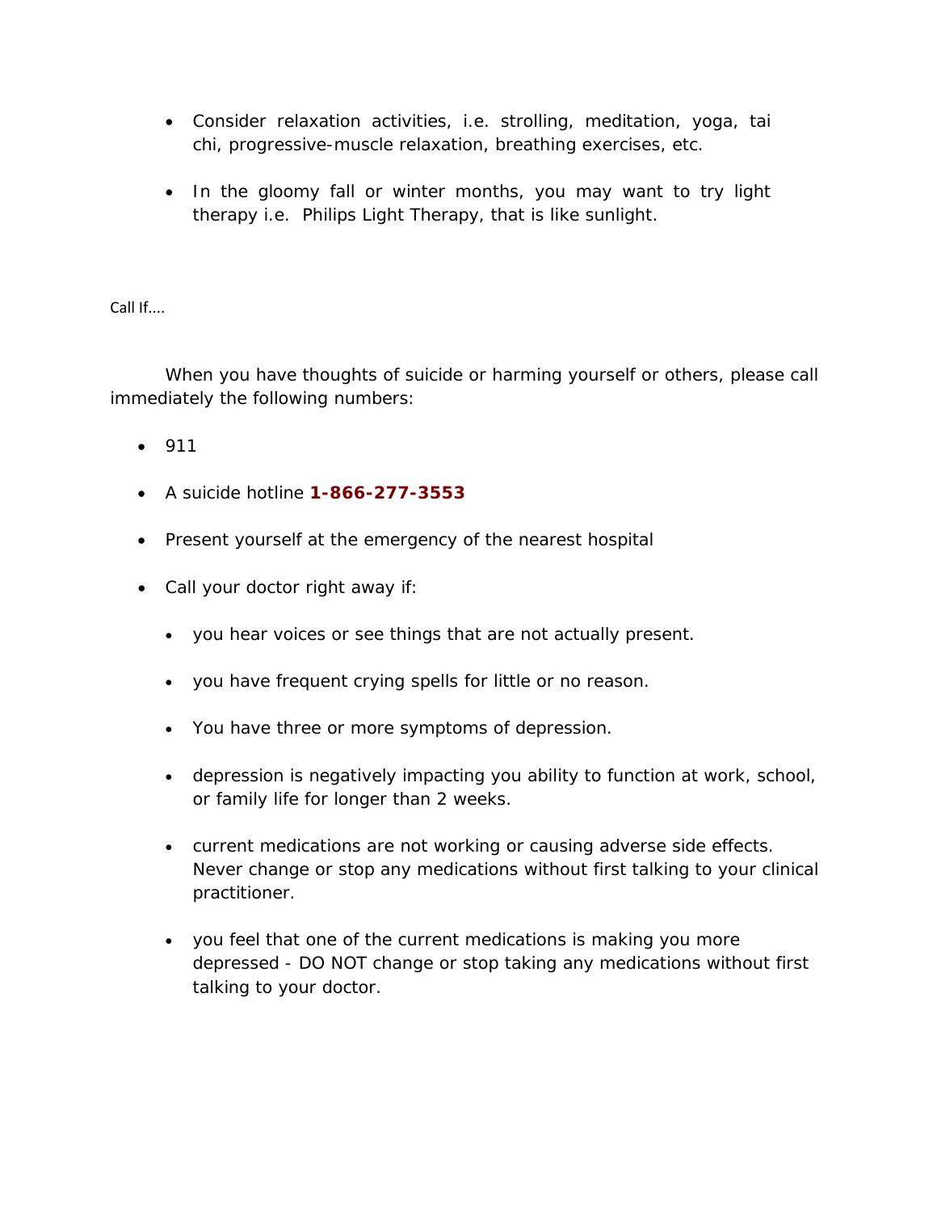- Consider relaxation activities, i.e. strolling, meditation, yoga, tai chi, progressive-muscle relaxation, breathing exercises, etc.

- In the gloomy fall or winter months, you may want to try light therapy i.e. Philips Light Therapy, that is like sunlight.

Call If….

When you have thoughts of suicide or harming yourself or others, please call immediately the following numbers:

- 911
- A suicide hotline **1-866-277-3553**
- Present yourself at the emergency of the nearest hospital
- Call your doctor right away if:
  - you hear voices or see things that are not actually present.
  - you have frequent crying spells for little or no reason.
  - You have three or more symptoms of depression.
  - depression is negatively impacting you ability to function at work, school, or family life for longer than 2 weeks.
  - current medications are not working or causing adverse side effects. Never change or stop any medications without first talking to your clinical practitioner.
  - you feel that one of the current medications is making you more depressed - DO NOT change or stop taking any medications without first talking to your doctor.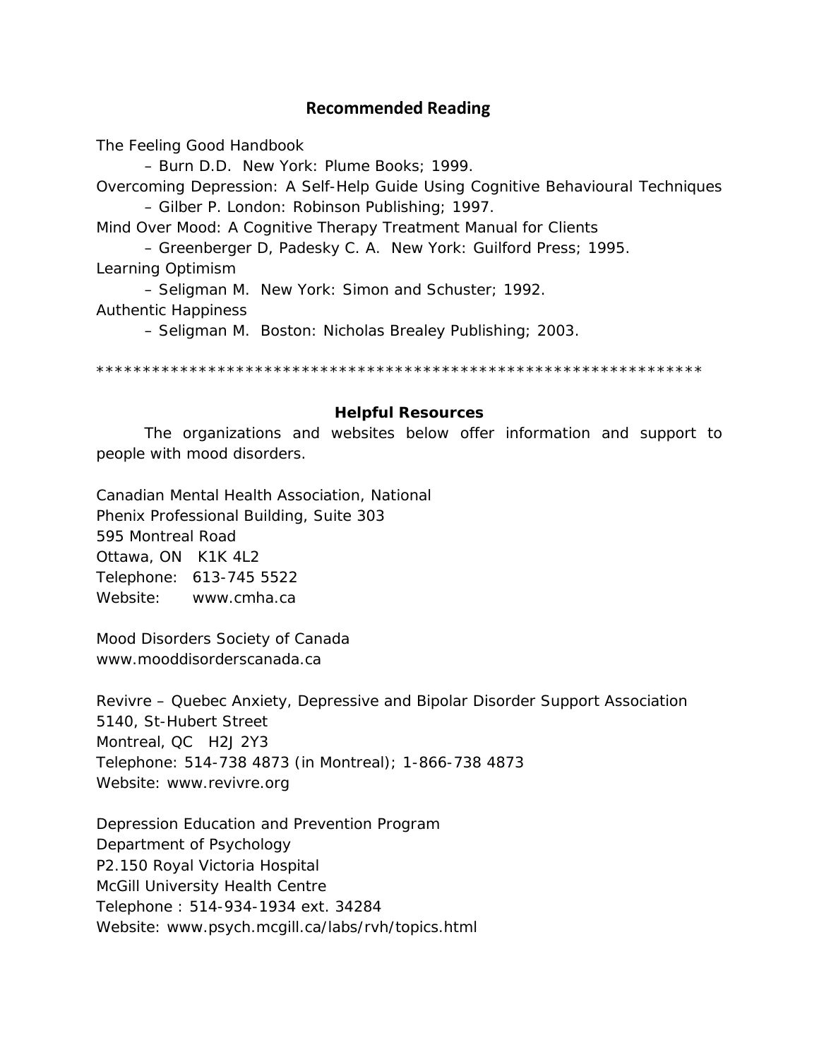## Recommended Reading

The Feeling Good Handbook
  – Burn D.D. New York: Plume Books; 1999.
Overcoming Depression: A Self-Help Guide Using Cognitive Behavioural Techniques
  – Gilber P. London: Robinson Publishing; 1997.
Mind Over Mood: A Cognitive Therapy Treatment Manual for Clients
  – Greenberger D, Padesky C. A. New York: Guilford Press; 1995.
Learning Optimism
  – Seligman M. New York: Simon and Schuster; 1992.
Authentic Happiness
  – Seligman M. Boston: Nicholas Brealey Publishing; 2003.

*****************************************************************

### Helpful Resources

The organizations and websites below offer information and support to people with mood disorders.

Canadian Mental Health Association, National
Phenix Professional Building, Suite 303
595 Montreal Road
Ottawa, ON K1K 4L2
Telephone: 613-745 5522
Website: www.cmha.ca

Mood Disorders Society of Canada
www.mooddisorderscanada.ca

Revivre – Quebec Anxiety, Depressive and Bipolar Disorder Support Association
5140, St-Hubert Street
Montreal, QC H2J 2Y3
Telephone: 514-738 4873 (in Montreal); 1-866-738 4873
Website: www.revivre.org

Depression Education and Prevention Program
Department of Psychology
P2.150 Royal Victoria Hospital
McGill University Health Centre
Telephone : 514-934-1934 ext. 34284
Website: www.psych.mcgill.ca/labs/rvh/topics.html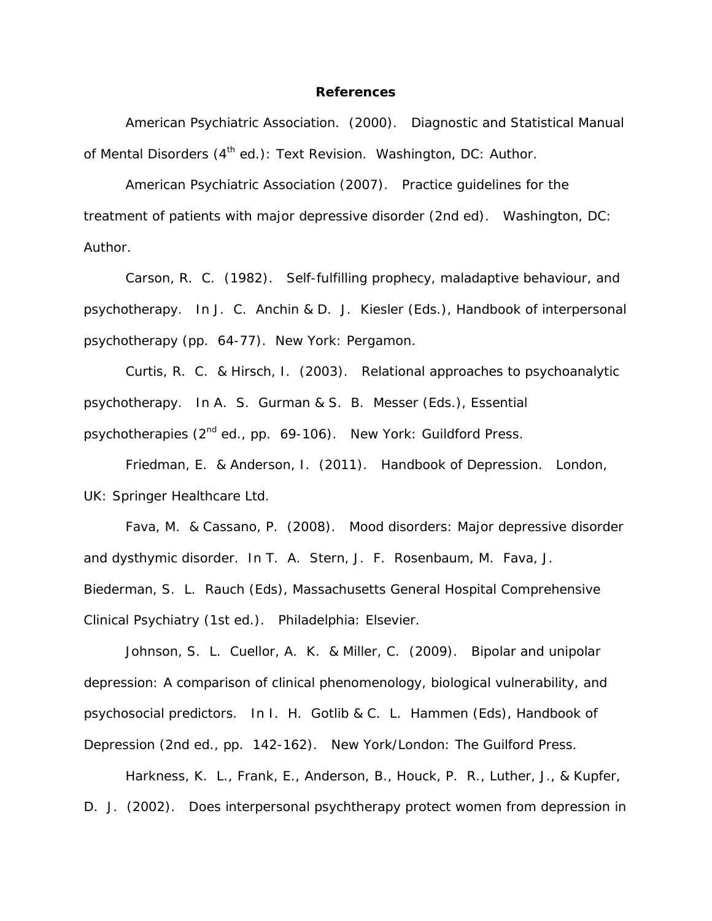**References**

American Psychiatric Association. (2000). Diagnostic and Statistical Manual of Mental Disorders (4th ed.): Text Revision. Washington, DC: Author.

American Psychiatric Association (2007). Practice guidelines for the treatment of patients with major depressive disorder (2nd ed). Washington, DC: Author.

Carson, R. C. (1982). Self-fulfilling prophecy, maladaptive behaviour, and psychotherapy. In J. C. Anchin & D. J. Kiesler (Eds.), Handbook of interpersonal psychotherapy (pp. 64-77). New York: Pergamon.

Curtis, R. C. & Hirsch, I. (2003). Relational approaches to psychoanalytic psychotherapy. In A. S. Gurman & S. B. Messer (Eds.), Essential psychotherapies (2nd ed., pp. 69-106). New York: Guildford Press.

Friedman, E. & Anderson, I. (2011). Handbook of Depression. London, UK: Springer Healthcare Ltd.

Fava, M. & Cassano, P. (2008). Mood disorders: Major depressive disorder and dysthymic disorder. In T. A. Stern, J. F. Rosenbaum, M. Fava, J. Biederman, S. L. Rauch (Eds), Massachusetts General Hospital Comprehensive Clinical Psychiatry (1st ed.). Philadelphia: Elsevier.

Johnson, S. L. Cuellor, A. K. & Miller, C. (2009). Bipolar and unipolar depression: A comparison of clinical phenomenology, biological vulnerability, and psychosocial predictors. In I. H. Gotlib & C. L. Hammen (Eds), Handbook of Depression (2nd ed., pp. 142-162). New York/London: The Guilford Press.

Harkness, K. L., Frank, E., Anderson, B., Houck, P. R., Luther, J., & Kupfer, D. J. (2002). Does interpersonal psychtherapy protect women from depression in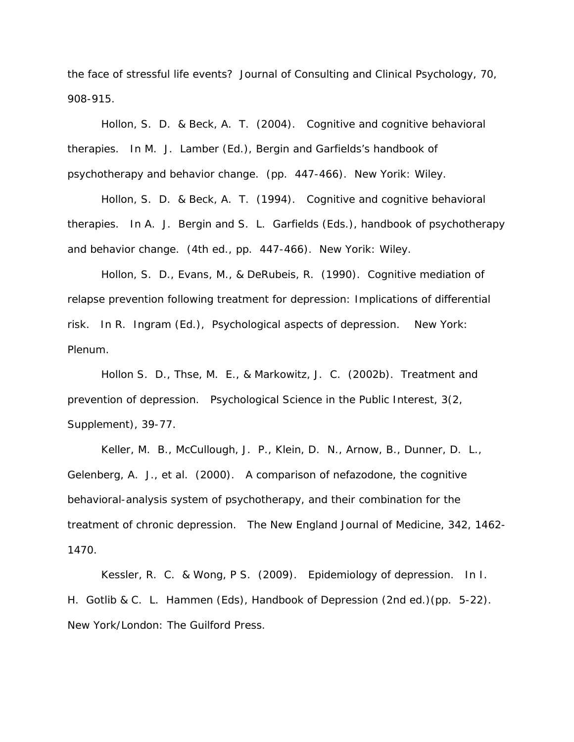the face of stressful life events? Journal of Consulting and Clinical Psychology, 70, 908-915.

Hollon, S. D. & Beck, A. T. (2004). Cognitive and cognitive behavioral therapies. In M. J. Lamber (Ed.), Bergin and Garfields's handbook of psychotherapy and behavior change. (pp. 447-466). New Yorik: Wiley.

Hollon, S. D. & Beck, A. T. (1994). Cognitive and cognitive behavioral therapies. In A. J. Bergin and S. L. Garfields (Eds.), handbook of psychotherapy and behavior change. (4th ed., pp. 447-466). New Yorik: Wiley.

Hollon, S. D., Evans, M., & DeRubeis, R. (1990). Cognitive mediation of relapse prevention following treatment for depression: Implications of differential risk. In R. Ingram (Ed.), Psychological aspects of depression. New York: Plenum.

Hollon S. D., Thse, M. E., & Markowitz, J. C. (2002b). Treatment and prevention of depression. Psychological Science in the Public Interest, 3(2, Supplement), 39-77.

Keller, M. B., McCullough, J. P., Klein, D. N., Arnow, B., Dunner, D. L., Gelenberg, A. J., et al. (2000). A comparison of nefazodone, the cognitive behavioral-analysis system of psychotherapy, and their combination for the treatment of chronic depression. The New England Journal of Medicine, 342, 1462-1470.

Kessler, R. C. & Wong, P S. (2009). Epidemiology of depression. In I. H. Gotlib & C. L. Hammen (Eds), Handbook of Depression (2nd ed.)(pp. 5-22). New York/London: The Guilford Press.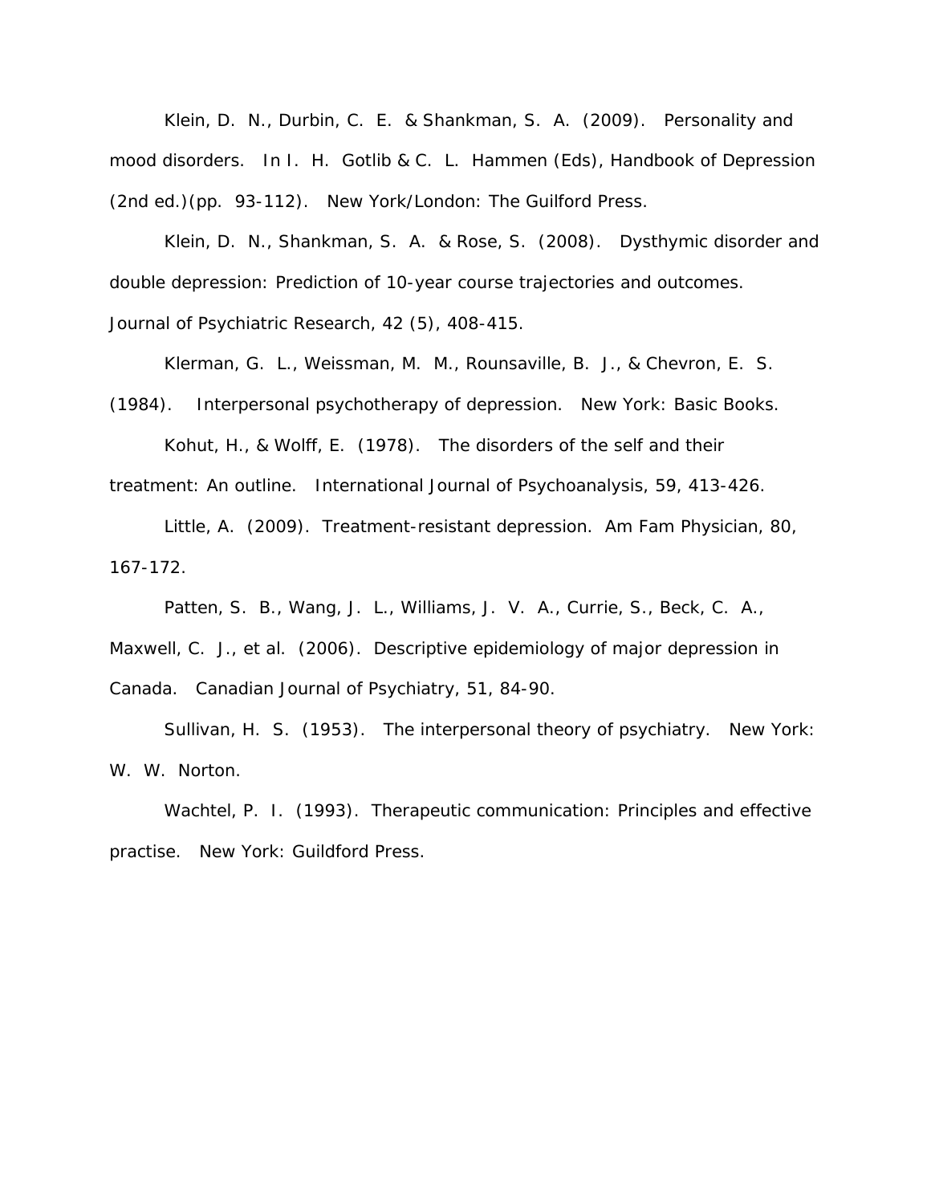Klein, D. N., Durbin, C. E. & Shankman, S. A. (2009). Personality and mood disorders. In I. H. Gotlib & C. L. Hammen (Eds), Handbook of Depression (2nd ed.)(pp. 93-112). New York/London: The Guilford Press.

Klein, D. N., Shankman, S. A. & Rose, S. (2008). Dysthymic disorder and double depression: Prediction of 10-year course trajectories and outcomes. Journal of Psychiatric Research, 42 (5), 408-415.

Klerman, G. L., Weissman, M. M., Rounsaville, B. J., & Chevron, E. S. (1984). Interpersonal psychotherapy of depression. New York: Basic Books.

Kohut, H., & Wolff, E. (1978). The disorders of the self and their treatment: An outline. International Journal of Psychoanalysis, 59, 413-426.

Little, A. (2009). Treatment-resistant depression. Am Fam Physician, 80, 167-172.

Patten, S. B., Wang, J. L., Williams, J. V. A., Currie, S., Beck, C. A., Maxwell, C. J., et al. (2006). Descriptive epidemiology of major depression in Canada. Canadian Journal of Psychiatry, 51, 84-90.

Sullivan, H. S. (1953). The interpersonal theory of psychiatry. New York: W. W. Norton.

Wachtel, P. I. (1993). Therapeutic communication: Principles and effective practise. New York: Guildford Press.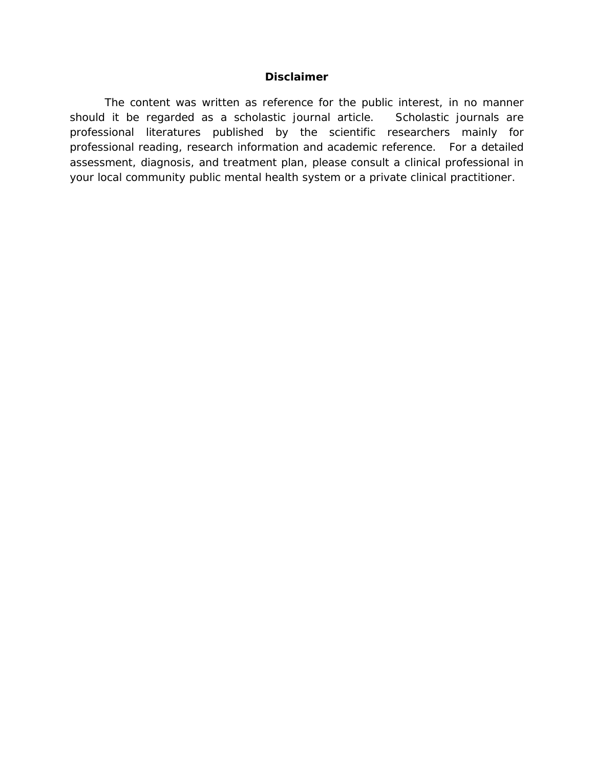## Disclaimer

The content was written as reference for the public interest, in no manner should it be regarded as a scholastic journal article. Scholastic journals are professional literatures published by the scientific researchers mainly for professional reading, research information and academic reference. For a detailed assessment, diagnosis, and treatment plan, please consult a clinical professional in your local community public mental health system or a private clinical practitioner.